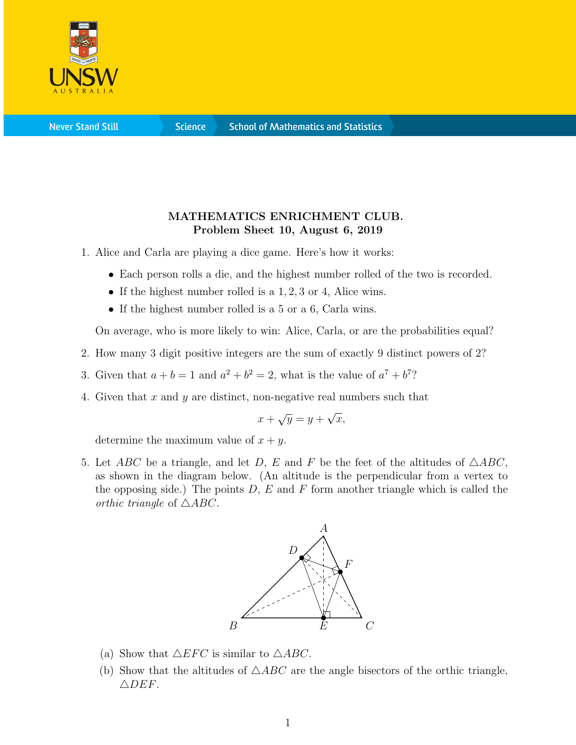MATHEMATICS ENRICHMENT CLUB.
**Problem Sheet 10, August 6, 2019**

1. Alice and Carla are playing a dice game. Here's how it works:

   - Each person rolls a die, and the highest number rolled of the two is recorded.
   - If the highest number rolled is a $1, 2, 3$ or $4$, Alice wins.
   - If the highest number rolled is a $5$ or a $6$, Carla wins.

   On average, who is more likely to win: Alice, Carla, or are the probabilities equal?

2. How many 3 digit positive integers are the sum of exactly 9 distinct powers of 2?

3. Given that $a + b = 1$ and $a^2 + b^2 = 2$, what is the value of $a^7 + b^7$?

4. Given that $x$ and $y$ are distinct, non-negative real numbers such that

   $$x + \sqrt{y} = y + \sqrt{x},$$

   determine the maximum value of $x + y$.

5. Let $ABC$ be a triangle, and let $D$, $E$ and $F$ be the feet of the altitudes of $\triangle ABC$, as shown in the diagram below. (An altitude is the perpendicular from a vertex to the opposing side.) The points $D$, $E$ and $F$ form another triangle which is called the *orthic triangle* of $\triangle ABC$.

   (a) Show that $\triangle EFC$ is similar to $\triangle ABC$.

   (b) Show that the altitudes of $\triangle ABC$ are the angle bisectors of the orthic triangle, $\triangle DEF$.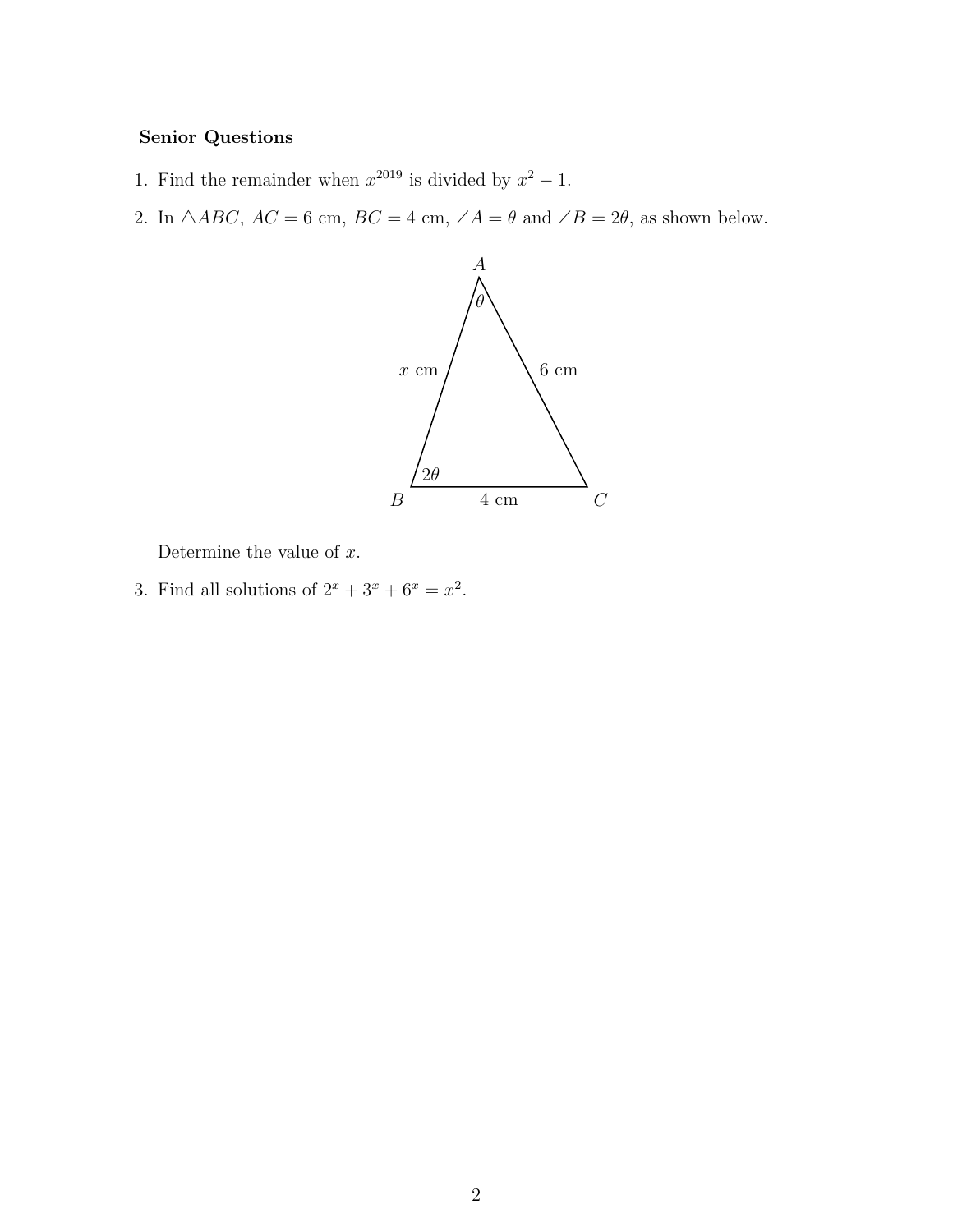**Senior Questions**

1. Find the remainder when $x^{2019}$ is divided by $x^2 - 1$.

2. In $\triangle ABC$, $AC = 6$ cm, $BC = 4$ cm, $\angle A = \theta$ and $\angle B = 2\theta$, as shown below.

A

$\theta$

$x$ cm

6 cm

$2\theta$

B

4 cm

C

   Determine the value of $x$.

3. Find all solutions of $2^x + 3^x + 6^x = x^2$.